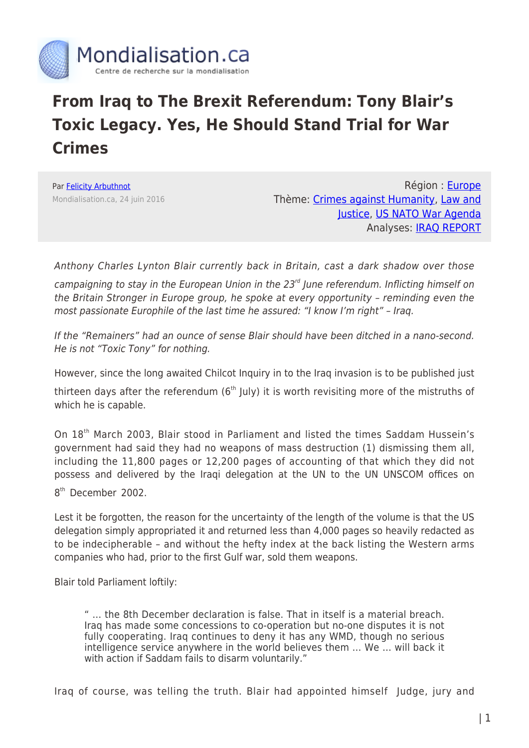Mondialisation.ca
Centre de recherche sur la mondialisation

# From Iraq to The Brexit Referendum: Tony Blair's Toxic Legacy. Yes, He Should Stand Trial for War Crimes

Par Felicity Arbuthnot
Mondialisation.ca, 24 juin 2016

Région : Europe
Thème: Crimes against Humanity, Law and Justice, US NATO War Agenda
Analyses: IRAQ REPORT

*Anthony Charles Lynton Blair currently back in Britain, cast a dark shadow over those campaigning to stay in the European Union in the 23rd June referendum. Inflicting himself on the Britain Stronger in Europe group, he spoke at every opportunity – reminding even the most passionate Europhile of the last time he assured: "I know I'm right" – Iraq.*

*If the "Remainers" had an ounce of sense Blair should have been ditched in a nano-second. He is not "Toxic Tony" for nothing.*

However, since the long awaited Chilcot Inquiry in to the Iraq invasion is to be published just thirteen days after the referendum (6th July) it is worth revisiting more of the mistruths of which he is capable.

On 18th March 2003, Blair stood in Parliament and listed the times Saddam Hussein's government had said they had no weapons of mass destruction (1) dismissing them all, including the 11,800 pages or 12,200 pages of accounting of that which they did not possess and delivered by the Iraqi delegation at the UN to the UN UNSCOM offices on 8th December 2002.

Lest it be forgotten, the reason for the uncertainty of the length of the volume is that the US delegation simply appropriated it and returned less than 4,000 pages so heavily redacted as to be indecipherable – and without the hefty index at the back listing the Western arms companies who had, prior to the first Gulf war, sold them weapons.

Blair told Parliament loftily:

> " … the 8th December declaration is false. That in itself is a material breach. Iraq has made some concessions to co-operation but no-one disputes it is not fully cooperating. Iraq continues to deny it has any WMD, though no serious intelligence service anywhere in the world believes them … We … will back it with action if Saddam fails to disarm voluntarily."

Iraq of course, was telling the truth. Blair had appointed himself Judge, jury and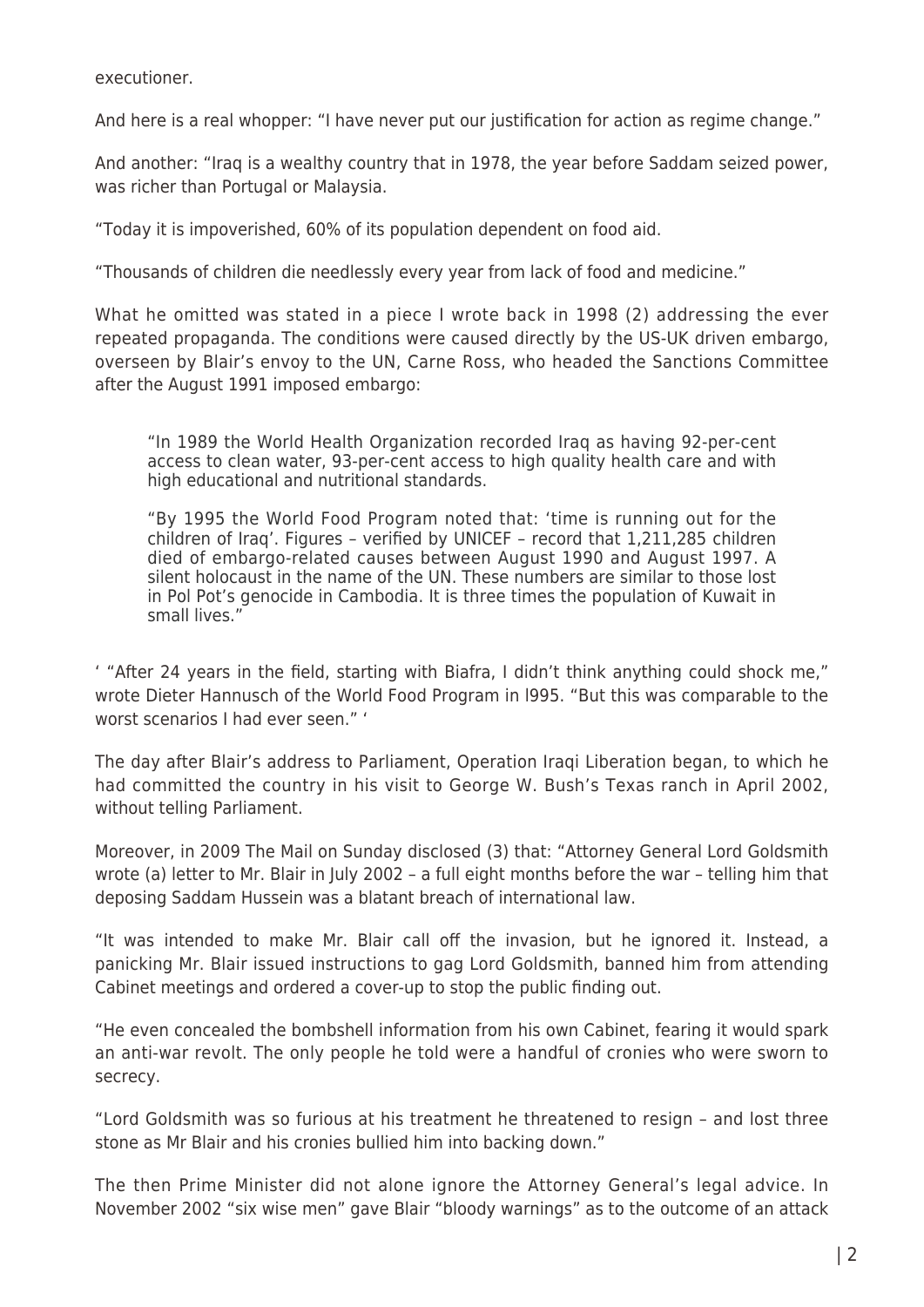executioner.

And here is a real whopper: "I have never put our justification for action as regime change."

And another: "Iraq is a wealthy country that in 1978, the year before Saddam seized power, was richer than Portugal or Malaysia.

"Today it is impoverished, 60% of its population dependent on food aid.

"Thousands of children die needlessly every year from lack of food and medicine."

What he omitted was stated in a piece I wrote back in 1998 (2) addressing the ever repeated propaganda. The conditions were caused directly by the US-UK driven embargo, overseen by Blair's envoy to the UN, Carne Ross, who headed the Sanctions Committee after the August 1991 imposed embargo:

> "In 1989 the World Health Organization recorded Iraq as having 92-per-cent access to clean water, 93-per-cent access to high quality health care and with high educational and nutritional standards.
>
> "By 1995 the World Food Program noted that: 'time is running out for the children of Iraq'. Figures – verified by UNICEF – record that 1,211,285 children died of embargo-related causes between August 1990 and August 1997. A silent holocaust in the name of the UN. These numbers are similar to those lost in Pol Pot's genocide in Cambodia. It is three times the population of Kuwait in small lives."

' "After 24 years in the field, starting with Biafra, I didn't think anything could shock me," wrote Dieter Hannusch of the World Food Program in l995. "But this was comparable to the worst scenarios I had ever seen." '

The day after Blair's address to Parliament, Operation Iraqi Liberation began, to which he had committed the country in his visit to George W. Bush's Texas ranch in April 2002, without telling Parliament.

Moreover, in 2009 The Mail on Sunday disclosed (3) that: "Attorney General Lord Goldsmith wrote (a) letter to Mr. Blair in July 2002 – a full eight months before the war – telling him that deposing Saddam Hussein was a blatant breach of international law.

"It was intended to make Mr. Blair call off the invasion, but he ignored it. Instead, a panicking Mr. Blair issued instructions to gag Lord Goldsmith, banned him from attending Cabinet meetings and ordered a cover-up to stop the public finding out.

"He even concealed the bombshell information from his own Cabinet, fearing it would spark an anti-war revolt. The only people he told were a handful of cronies who were sworn to secrecy.

"Lord Goldsmith was so furious at his treatment he threatened to resign – and lost three stone as Mr Blair and his cronies bullied him into backing down."

The then Prime Minister did not alone ignore the Attorney General's legal advice. In November 2002 "six wise men" gave Blair "bloody warnings" as to the outcome of an attack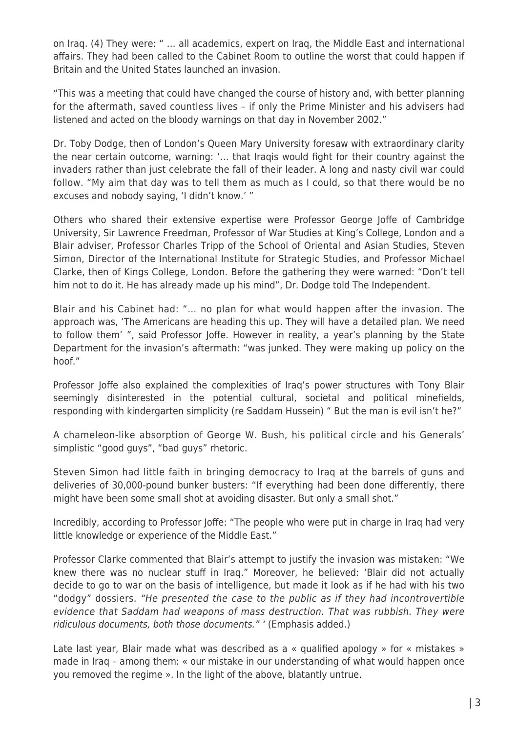on Iraq. (4) They were: " … all academics, expert on Iraq, the Middle East and international affairs. They had been called to the Cabinet Room to outline the worst that could happen if Britain and the United States launched an invasion.

"This was a meeting that could have changed the course of history and, with better planning for the aftermath, saved countless lives – if only the Prime Minister and his advisers had listened and acted on the bloody warnings on that day in November 2002."

Dr. Toby Dodge, then of London's Queen Mary University foresaw with extraordinary clarity the near certain outcome, warning: '… that Iraqis would fight for their country against the invaders rather than just celebrate the fall of their leader. A long and nasty civil war could follow. "My aim that day was to tell them as much as I could, so that there would be no excuses and nobody saying, 'I didn't know.' "

Others who shared their extensive expertise were Professor George Joffe of Cambridge University, Sir Lawrence Freedman, Professor of War Studies at King's College, London and a Blair adviser, Professor Charles Tripp of the School of Oriental and Asian Studies, Steven Simon, Director of the International Institute for Strategic Studies, and Professor Michael Clarke, then of Kings College, London. Before the gathering they were warned: "Don't tell him not to do it. He has already made up his mind", Dr. Dodge told The Independent.

Blair and his Cabinet had: "… no plan for what would happen after the invasion. The approach was, 'The Americans are heading this up. They will have a detailed plan. We need to follow them' ", said Professor Joffe. However in reality, a year's planning by the State Department for the invasion's aftermath: "was junked. They were making up policy on the hoof."

Professor Joffe also explained the complexities of Iraq's power structures with Tony Blair seemingly disinterested in the potential cultural, societal and political minefields, responding with kindergarten simplicity (re Saddam Hussein) " But the man is evil isn't he?"

A chameleon-like absorption of George W. Bush, his political circle and his Generals' simplistic "good guys", "bad guys" rhetoric.

Steven Simon had little faith in bringing democracy to Iraq at the barrels of guns and deliveries of 30,000-pound bunker busters: "If everything had been done differently, there might have been some small shot at avoiding disaster. But only a small shot."

Incredibly, according to Professor Joffe: "The people who were put in charge in Iraq had very little knowledge or experience of the Middle East."

Professor Clarke commented that Blair's attempt to justify the invasion was mistaken: "We knew there was no nuclear stuff in Iraq." Moreover, he believed: 'Blair did not actually decide to go to war on the basis of intelligence, but made it look as if he had with his two "dodgy" dossiers. *"He presented the case to the public as if they had incontrovertible evidence that Saddam had weapons of mass destruction. That was rubbish. They were ridiculous documents, both those documents."* ' (Emphasis added.)

Late last year, Blair made what was described as a « qualified apology » for « mistakes » made in Iraq – among them: « our mistake in our understanding of what would happen once you removed the regime ». In the light of the above, blatantly untrue.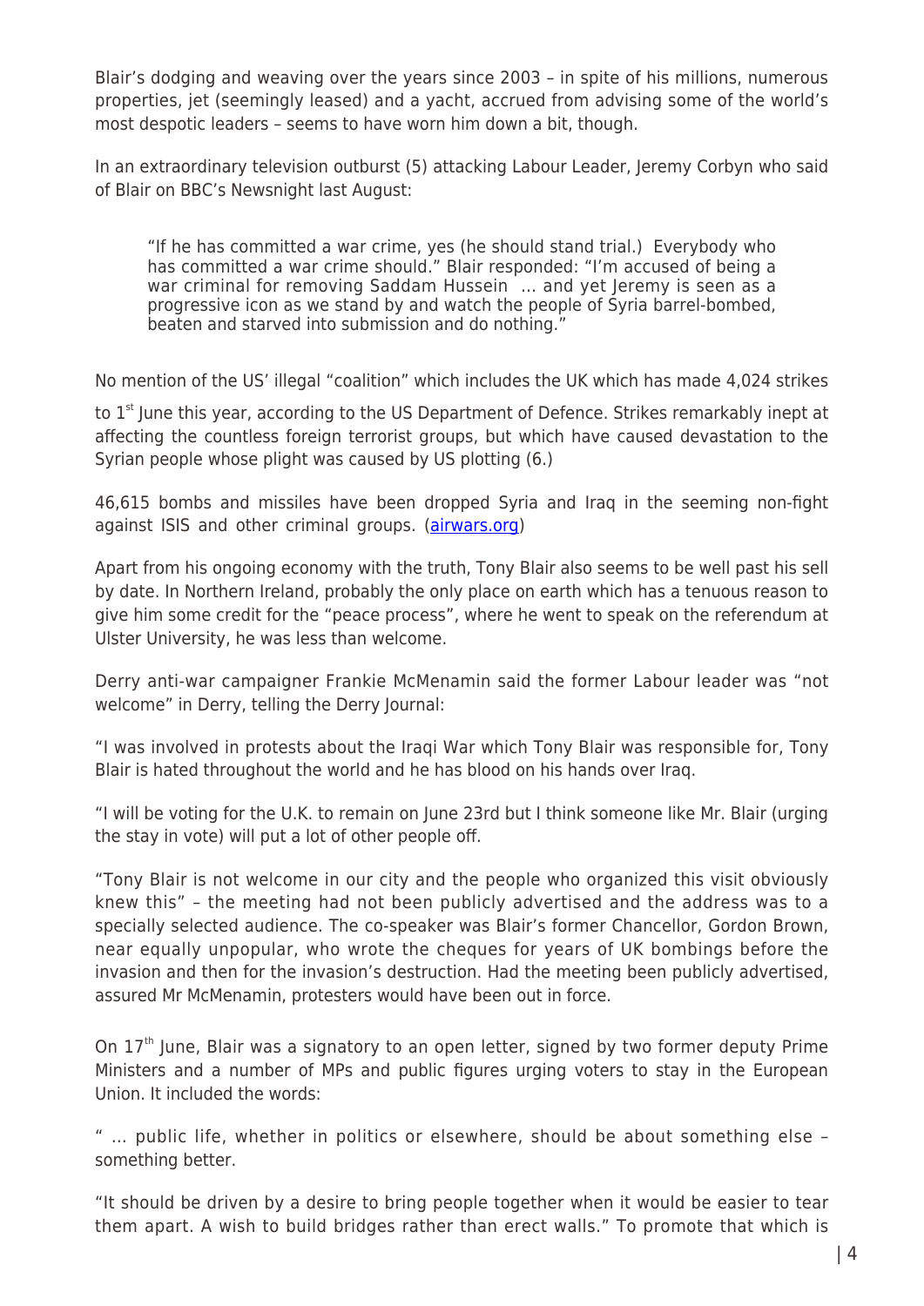Blair's dodging and weaving over the years since 2003 – in spite of his millions, numerous properties, jet (seemingly leased) and a yacht, accrued from advising some of the world's most despotic leaders – seems to have worn him down a bit, though.

In an extraordinary television outburst (5) attacking Labour Leader, Jeremy Corbyn who said of Blair on BBC's Newsnight last August:

> "If he has committed a war crime, yes (he should stand trial.) Everybody who has committed a war crime should." Blair responded: "I'm accused of being a war criminal for removing Saddam Hussein … and yet Jeremy is seen as a progressive icon as we stand by and watch the people of Syria barrel-bombed, beaten and starved into submission and do nothing."

No mention of the US' illegal "coalition" which includes the UK which has made 4,024 strikes to 1st June this year, according to the US Department of Defence. Strikes remarkably inept at affecting the countless foreign terrorist groups, but which have caused devastation to the Syrian people whose plight was caused by US plotting (6.)

46,615 bombs and missiles have been dropped Syria and Iraq in the seeming non-fight against ISIS and other criminal groups. ([airwars.org](airwars.org))

Apart from his ongoing economy with the truth, Tony Blair also seems to be well past his sell by date. In Northern Ireland, probably the only place on earth which has a tenuous reason to give him some credit for the "peace process", where he went to speak on the referendum at Ulster University, he was less than welcome.

Derry anti-war campaigner Frankie McMenamin said the former Labour leader was "not welcome" in Derry, telling the Derry Journal:

"I was involved in protests about the Iraqi War which Tony Blair was responsible for, Tony Blair is hated throughout the world and he has blood on his hands over Iraq.

"I will be voting for the U.K. to remain on June 23rd but I think someone like Mr. Blair (urging the stay in vote) will put a lot of other people off.

"Tony Blair is not welcome in our city and the people who organized this visit obviously knew this" – the meeting had not been publicly advertised and the address was to a specially selected audience. The co-speaker was Blair's former Chancellor, Gordon Brown, near equally unpopular, who wrote the cheques for years of UK bombings before the invasion and then for the invasion's destruction. Had the meeting been publicly advertised, assured Mr McMenamin, protesters would have been out in force.

On 17th June, Blair was a signatory to an open letter, signed by two former deputy Prime Ministers and a number of MPs and public figures urging voters to stay in the European Union. It included the words:

" … public life, whether in politics or elsewhere, should be about something else – something better.

"It should be driven by a desire to bring people together when it would be easier to tear them apart. A wish to build bridges rather than erect walls." To promote that which is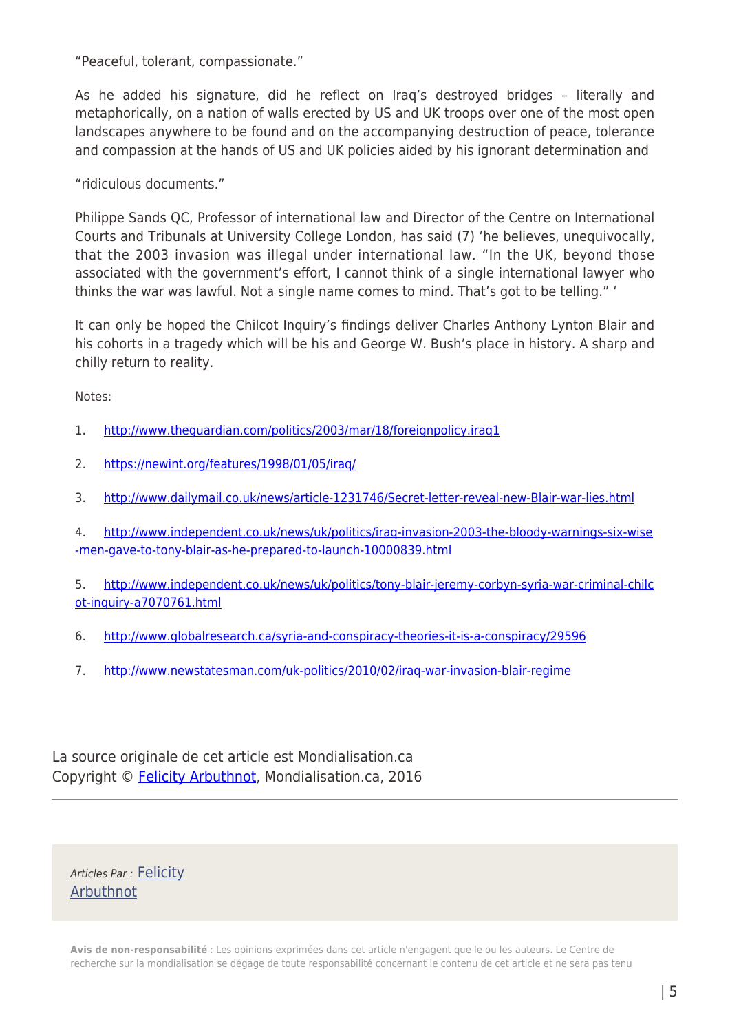"Peaceful, tolerant, compassionate."

As he added his signature, did he reflect on Iraq's destroyed bridges – literally and metaphorically, on a nation of walls erected by US and UK troops over one of the most open landscapes anywhere to be found and on the accompanying destruction of peace, tolerance and compassion at the hands of US and UK policies aided by his ignorant determination and

"ridiculous documents."

Philippe Sands QC, Professor of international law and Director of the Centre on International Courts and Tribunals at University College London, has said (7) 'he believes, unequivocally, that the 2003 invasion was illegal under international law. "In the UK, beyond those associated with the government's effort, I cannot think of a single international lawyer who thinks the war was lawful. Not a single name comes to mind. That's got to be telling." '

It can only be hoped the Chilcot Inquiry's findings deliver Charles Anthony Lynton Blair and his cohorts in a tragedy which will be his and George W. Bush's place in history. A sharp and chilly return to reality.

Notes:

1. [http://www.theguardian.com/politics/2003/mar/18/foreignpolicy.iraq1](http://www.theguardian.com/politics/2003/mar/18/foreignpolicy.iraq1)
2. [https://newint.org/features/1998/01/05/iraq/](https://newint.org/features/1998/01/05/iraq/)
3. [http://www.dailymail.co.uk/news/article-1231746/Secret-letter-reveal-new-Blair-war-lies.html](http://www.dailymail.co.uk/news/article-1231746/Secret-letter-reveal-new-Blair-war-lies.html)
4. [http://www.independent.co.uk/news/uk/politics/iraq-invasion-2003-the-bloody-warnings-six-wise-men-gave-to-tony-blair-as-he-prepared-to-launch-10000839.html](http://www.independent.co.uk/news/uk/politics/iraq-invasion-2003-the-bloody-warnings-six-wise-men-gave-to-tony-blair-as-he-prepared-to-launch-10000839.html)
5. [http://www.independent.co.uk/news/uk/politics/tony-blair-jeremy-corbyn-syria-war-criminal-chilcot-inquiry-a7070761.html](http://www.independent.co.uk/news/uk/politics/tony-blair-jeremy-corbyn-syria-war-criminal-chilcot-inquiry-a7070761.html)
6. [http://www.globalresearch.ca/syria-and-conspiracy-theories-it-is-a-conspiracy/29596](http://www.globalresearch.ca/syria-and-conspiracy-theories-it-is-a-conspiracy/29596)
7. [http://www.newstatesman.com/uk-politics/2010/02/iraq-war-invasion-blair-regime](http://www.newstatesman.com/uk-politics/2010/02/iraq-war-invasion-blair-regime)

La source originale de cet article est Mondialisation.ca
Copyright © Felicity Arbuthnot, Mondialisation.ca, 2016

*Articles Par :* Felicity Arbuthnot

**Avis de non-responsabilité** : Les opinions exprimées dans cet article n'engagent que le ou les auteurs. Le Centre de recherche sur la mondialisation se dégage de toute responsabilité concernant le contenu de cet article et ne sera pas tenu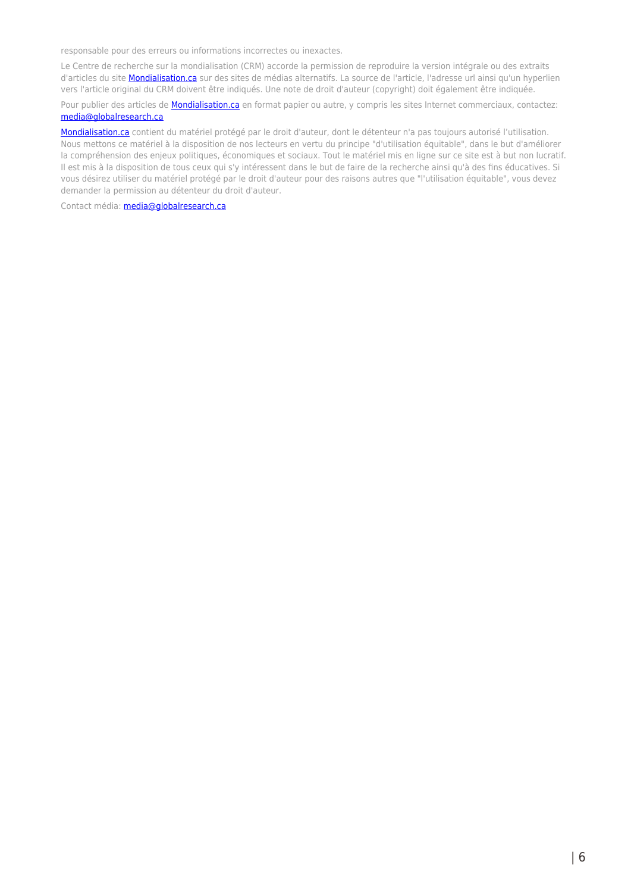responsable pour des erreurs ou informations incorrectes ou inexactes.

Le Centre de recherche sur la mondialisation (CRM) accorde la permission de reproduire la version intégrale ou des extraits d'articles du site [Mondialisation.ca](http://Mondialisation.ca) sur des sites de médias alternatifs. La source de l'article, l'adresse url ainsi qu'un hyperlien vers l'article original du CRM doivent être indiqués. Une note de droit d'auteur (copyright) doit également être indiquée.

Pour publier des articles de [Mondialisation.ca](http://Mondialisation.ca) en format papier ou autre, y compris les sites Internet commerciaux, contactez: [media@globalresearch.ca](mailto:media@globalresearch.ca)

[Mondialisation.ca](http://Mondialisation.ca) contient du matériel protégé par le droit d'auteur, dont le détenteur n'a pas toujours autorisé l'utilisation. Nous mettons ce matériel à la disposition de nos lecteurs en vertu du principe "d'utilisation équitable", dans le but d'améliorer la compréhension des enjeux politiques, économiques et sociaux. Tout le matériel mis en ligne sur ce site est à but non lucratif. Il est mis à la disposition de tous ceux qui s'y intéressent dans le but de faire de la recherche ainsi qu'à des fins éducatives. Si vous désirez utiliser du matériel protégé par le droit d'auteur pour des raisons autres que "l'utilisation équitable", vous devez demander la permission au détenteur du droit d'auteur.

Contact média: [media@globalresearch.ca](mailto:media@globalresearch.ca)